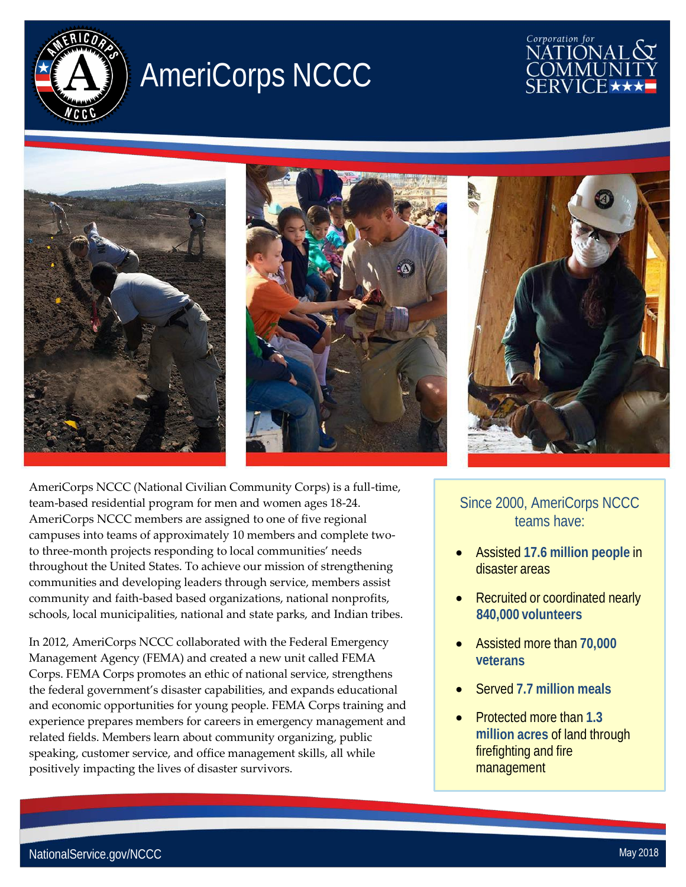# AmeriCorps NCCC

Corporation for NATIONAL & COMMUNITY SERVICE

AmeriCorps NCCC (National Civilian Community Corps) is a full-time, team-based residential program for men and women ages 18-24. AmeriCorps NCCC members are assigned to one of five regional campuses into teams of approximately 10 members and complete two- to three-month projects responding to local communities' needs throughout the United States. To achieve our mission of strengthening communities and developing leaders through service, members assist community and faith-based based organizations, national nonprofits, schools, local municipalities, national and state parks, and Indian tribes.

In 2012, AmeriCorps NCCC collaborated with the Federal Emergency Management Agency (FEMA) and created a new unit called FEMA Corps. FEMA Corps promotes an ethic of national service, strengthens the federal government's disaster capabilities, and expands educational and economic opportunities for young people. FEMA Corps training and experience prepares members for careers in emergency management and related fields. Members learn about community organizing, public speaking, customer service, and office management skills, all while positively impacting the lives of disaster survivors.

## Since 2000, AmeriCorps NCCC teams have:

- Assisted **17.6 million people** in disaster areas
- Recruited or coordinated nearly **840,000 volunteers**
- Assisted more than **70,000 veterans**
- Served **7.7 million meals**
- Protected more than **1.3 million acres** of land through firefighting and fire management

NationalService.gov/NCCC

May 2018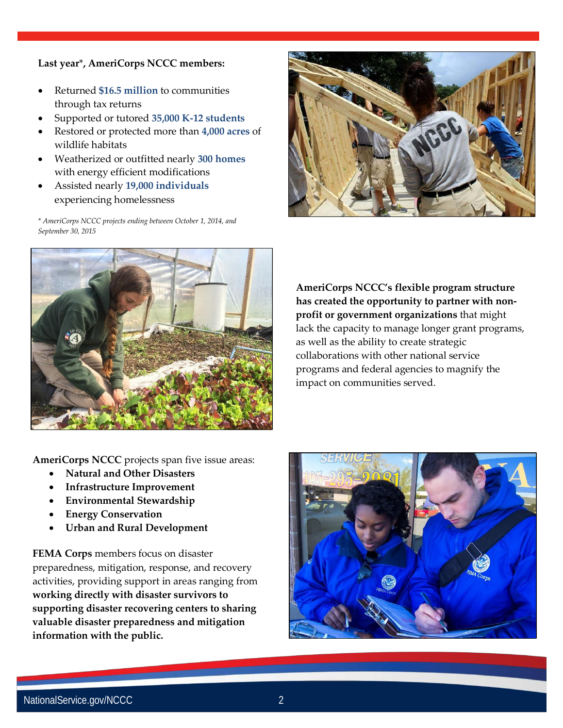**Last year\*, AmeriCorps NCCC members:**

- Returned **$16.5 million** to communities through tax returns
- Supported or tutored **35,000 K-12 students**
- Restored or protected more than **4,000 acres** of wildlife habitats
- Weatherized or outfitted nearly **300 homes** with energy efficient modifications
- Assisted nearly **19,000 individuals** experiencing homelessness

*\* AmeriCorps NCCC projects ending between October 1, 2014, and September 30, 2015*

**AmeriCorps NCCC's flexible program structure has created the opportunity to partner with non-profit or government organizations** that might lack the capacity to manage longer grant programs, as well as the ability to create strategic collaborations with other national service programs and federal agencies to magnify the impact on communities served.

**AmeriCorps NCCC** projects span five issue areas:

- **Natural and Other Disasters**
- **Infrastructure Improvement**
- **Environmental Stewardship**
- **Energy Conservation**
- **Urban and Rural Development**

**FEMA Corps** members focus on disaster preparedness, mitigation, response, and recovery activities, providing support in areas ranging from **working directly with disaster survivors to supporting disaster recovering centers to sharing valuable disaster preparedness and mitigation information with the public.**

NationalService.gov/NCCC